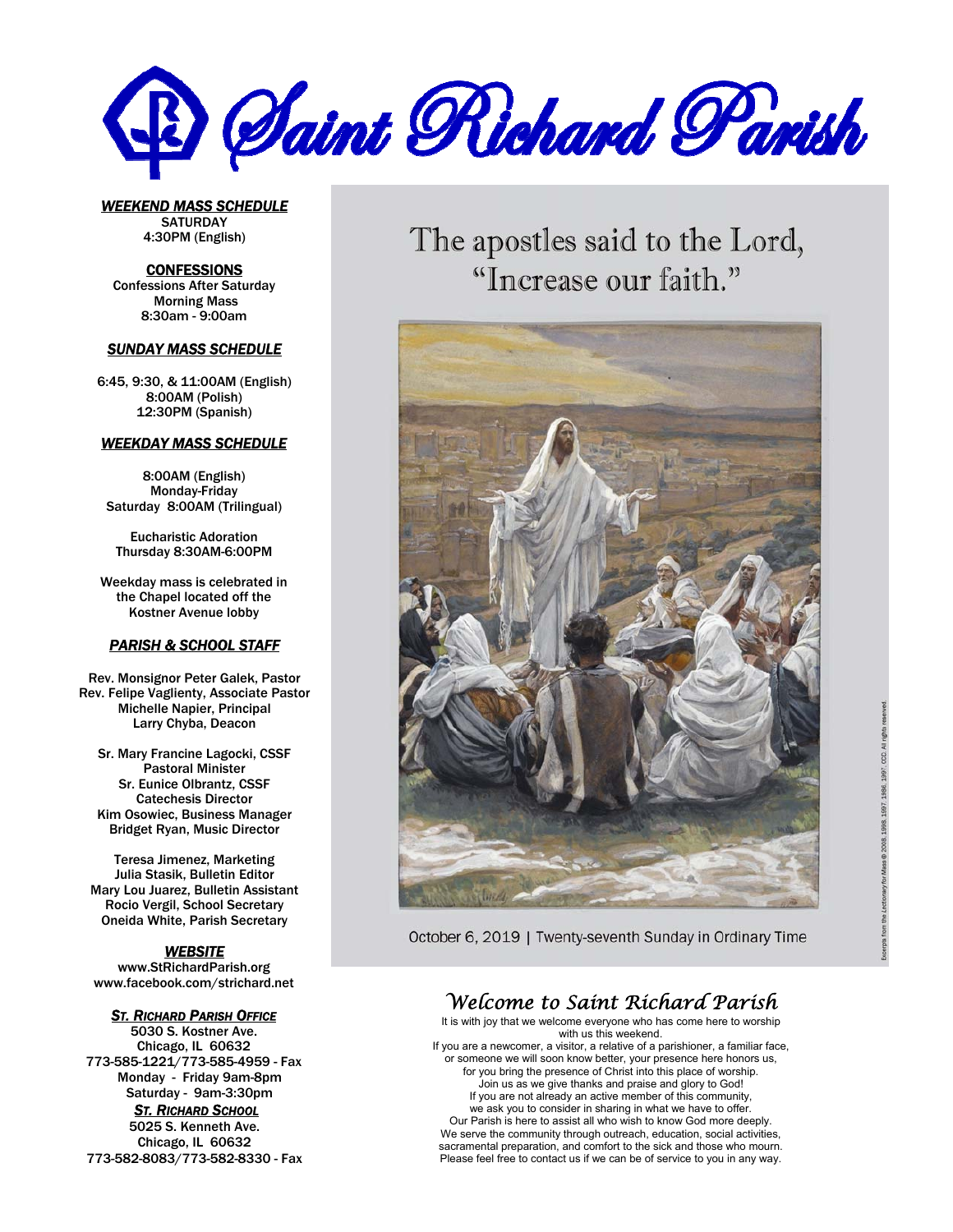# Saint Richard Parish

***WEEKEND MASS SCHEDULE***
SATURDAY
4:30PM (English)

**CONFESSIONS**
Confessions After Saturday Morning Mass
8:30am - 9:00am

***SUNDAY MASS SCHEDULE***

6:45, 9:30, & 11:00AM (English)
8:00AM (Polish)
12:30PM (Spanish)

***WEEKDAY MASS SCHEDULE***

8:00AM (English)
Monday-Friday
Saturday 8:00AM (Trilingual)

Eucharistic Adoration
Thursday 8:30AM-6:00PM

Weekday mass is celebrated in the Chapel located off the Kostner Avenue lobby

***PARISH & SCHOOL STAFF***

Rev. Monsignor Peter Galek, Pastor
Rev. Felipe Vaglienty, Associate Pastor
Michelle Napier, Principal
Larry Chyba, Deacon

Sr. Mary Francine Lagocki, CSSF
Pastoral Minister
Sr. Eunice Olbrantz, CSSF
Catechesis Director
Kim Osowiec, Business Manager
Bridget Ryan, Music Director

Teresa Jimenez, Marketing
Julia Stasik, Bulletin Editor
Mary Lou Juarez, Bulletin Assistant
Rocio Vergil, School Secretary
Oneida White, Parish Secretary

***WEBSITE***
www.StRichardParish.org
www.facebook.com/strichard.net

***ST. RICHARD PARISH OFFICE***
5030 S. Kostner Ave.
Chicago, IL 60632
773-585-1221/773-585-4959 - Fax
Monday - Friday 9am-8pm
Saturday - 9am-3:30pm

***ST. RICHARD SCHOOL***
5025 S. Kenneth Ave.
Chicago, IL 60632
773-582-8083/773-582-8330 - Fax

## The apostles said to the Lord, "Increase our faith."

October 6, 2019 | Twenty-seventh Sunday in Ordinary Time

Excerpts from the *Lectionary for Mass* © 2008, 1998, 1997, 1986, 1997, CCD. All rights reserved.

## *Welcome to Saint Richard Parish*

It is with joy that we welcome everyone who has come here to worship with us this weekend.
If you are a newcomer, a visitor, a relative of a parishioner, a familiar face, or someone we will soon know better, your presence here honors us, for you bring the presence of Christ into this place of worship.
Join us as we give thanks and praise and glory to God!
If you are not already an active member of this community, we ask you to consider in sharing in what we have to offer.
Our Parish is here to assist all who wish to know God more deeply.
We serve the community through outreach, education, social activities, sacramental preparation, and comfort to the sick and those who mourn.
Please feel free to contact us if we can be of service to you in any way.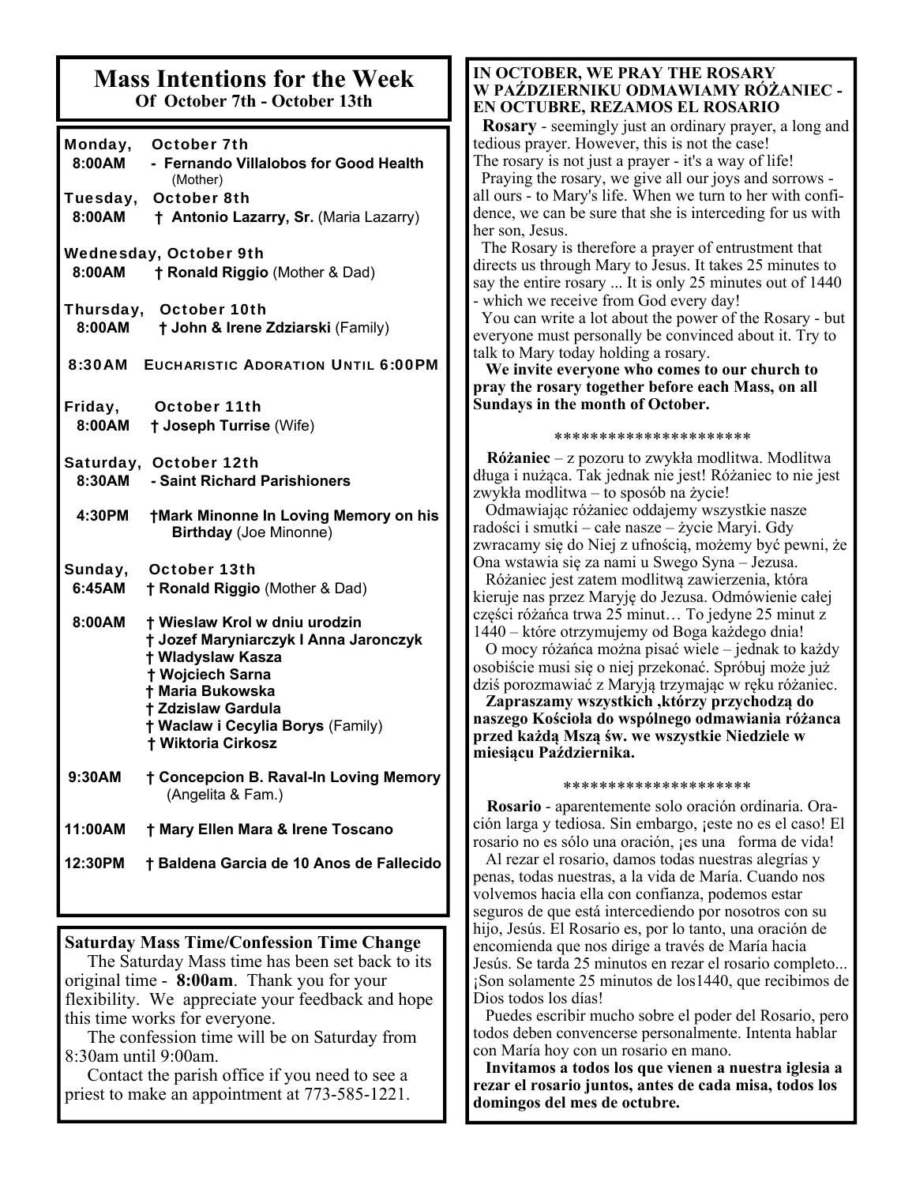# Mass Intentions for the Week

**Of October 7th - October 13th**

**Monday, October 7th**

8:00AM - **Fernando Villalobos for Good Health** (Mother)

**Tuesday, October 8th**

8:00AM † **Antonio Lazarry, Sr.** (Maria Lazarry)

**Wednesday, October 9th**

8:00AM † **Ronald Riggio** (Mother & Dad)

**Thursday, October 10th**

8:00AM † **John & Irene Zdziarski** (Family)

8:30AM EUCHARISTIC ADORATION UNTIL 6:00PM

**Friday, October 11th**

8:00AM † **Joseph Turrise** (Wife)

**Saturday, October 12th**

8:30AM - **Saint Richard Parishioners**

4:30PM †**Mark Minonne In Loving Memory on his Birthday** (Joe Minonne)

**Sunday, October 13th**

6:45AM † **Ronald Riggio** (Mother & Dad)

8:00AM † **Wieslaw Krol w dniu urodzin**
† **Jozef Maryniarczyk I Anna Jaronczyk**
† **Wladyslaw Kasza**
† **Wojciech Sarna**
† **Maria Bukowska**
† **Zdzislaw Gardula**
† **Waclaw i Cecylia Borys** (Family)
† **Wiktoria Cirkosz**

9:30AM † **Concepcion B. Raval-In Loving Memory** (Angelita & Fam.)

11:00AM † **Mary Ellen Mara & Irene Toscano**

12:30PM † **Baldena Garcia de 10 Anos de Fallecido**

## Saturday Mass Time/Confession Time Change

The Saturday Mass time has been set back to its original time - **8:00am**. Thank you for your flexibility. We appreciate your feedback and hope this time works for everyone.

The confession time will be on Saturday from 8:30am until 9:00am.

Contact the parish office if you need to see a priest to make an appointment at 773-585-1221.

## IN OCTOBER, WE PRAY THE ROSARY
## W PAŹDZIERNIKU ODMAWIAMY RÓŻANIEC -
## EN OCTUBRE, REZAMOS EL ROSARIO

**Rosary** - seemingly just an ordinary prayer, a long and tedious prayer. However, this is not the case! The rosary is not just a prayer - it's a way of life!

Praying the rosary, we give all our joys and sorrows - all ours - to Mary's life. When we turn to her with confidence, we can be sure that she is interceding for us with her son, Jesus.

The Rosary is therefore a prayer of entrustment that directs us through Mary to Jesus. It takes 25 minutes to say the entire rosary ... It is only 25 minutes out of 1440 - which we receive from God every day!

You can write a lot about the power of the Rosary - but everyone must personally be convinced about it. Try to talk to Mary today holding a rosary.

**We invite everyone who comes to our church to pray the rosary together before each Mass, on all Sundays in the month of October.**

*********************

**Różaniec** – z pozoru to zwykła modlitwa. Modlitwa długa i nużąca. Tak jednak nie jest! Różaniec to nie jest zwykła modlitwa – to sposób na życie!

Odmawiając różaniec oddajemy wszystkie nasze radości i smutki – całe nasze – życie Maryi. Gdy zwracamy się do Niej z ufnością, możemy być pewni, że Ona wstawia się za nami u Swego Syna – Jezusa.

Różaniec jest zatem modlitwą zawierzenia, która kieruje nas przez Maryję do Jezusa. Odmówienie całej części różańca trwa 25 minut… To jedyne 25 minut z 1440 – które otrzymujemy od Boga każdego dnia!

O mocy różańca można pisać wiele – jednak to każdy osobiście musi się o niej przekonać. Spróbuj może już dziś porozmawiać z Maryją trzymając w ręku różaniec.

**Zapraszamy wszystkich ,którzy przychodzą do naszego Kościoła do wspólnego odmawiania różanca przed każdą Mszą św. we wszystkie Niedziele w miesiącu Października.**

*********************

**Rosario** - aparentemente solo oración ordinaria. Oración larga y tediosa. Sin embargo, ¡este no es el caso! El rosario no es sólo una oración, ¡es una forma de vida!

Al rezar el rosario, damos todas nuestras alegrías y penas, todas nuestras, a la vida de María. Cuando nos volvemos hacia ella con confianza, podemos estar seguros de que está intercediendo por nosotros con su hijo, Jesús. El Rosario es, por lo tanto, una oración de encomienda que nos dirige a través de María hacia Jesús. Se tarda 25 minutos en rezar el rosario completo... ¡Son solamente 25 minutos de los1440, que recibimos de Dios todos los días!

Puedes escribir mucho sobre el poder del Rosario, pero todos deben convencerse personalmente. Intenta hablar con María hoy con un rosario en mano.

**Invitamos a todos los que vienen a nuestra iglesia a rezar el rosario juntos, antes de cada misa, todos los domingos del mes de octubre.**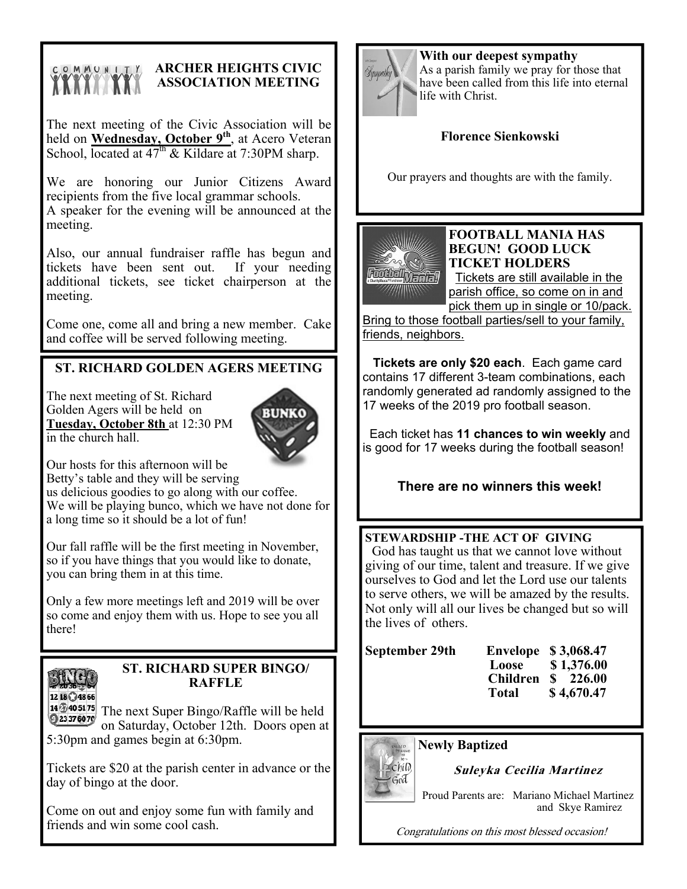## ARCHER HEIGHTS CIVIC ASSOCIATION MEETING

The next meeting of the Civic Association will be held on **Wednesday, October 9th**, at Acero Veteran School, located at 47th & Kildare at 7:30PM sharp.

We are honoring our Junior Citizens Award recipients from the five local grammar schools. A speaker for the evening will be announced at the meeting.

Also, our annual fundraiser raffle has begun and tickets have been sent out. If your needing additional tickets, see ticket chairperson at the meeting.

Come one, come all and bring a new member. Cake and coffee will be served following meeting.

## ST. RICHARD GOLDEN AGERS MEETING

The next meeting of St. Richard Golden Agers will be held on **Tuesday, October 8th** at 12:30 PM in the church hall.

Our hosts for this afternoon will be Betty's table and they will be serving us delicious goodies to go along with our coffee. We will be playing bunco, which we have not done for a long time so it should be a lot of fun!

Our fall raffle will be the first meeting in November, so if you have things that you would like to donate, you can bring them in at this time.

Only a few more meetings left and 2019 will be over so come and enjoy them with us. Hope to see you all there!

## ST. RICHARD SUPER BINGO/ RAFFLE

The next Super Bingo/Raffle will be held on Saturday, October 12th. Doors open at 5:30pm and games begin at 6:30pm.

Tickets are $20 at the parish center in advance or the day of bingo at the door.

Come on out and enjoy some fun with family and friends and win some cool cash.

## With our deepest sympathy

As a parish family we pray for those that have been called from this life into eternal life with Christ.

**Florence Sienkowski**

Our prayers and thoughts are with the family.

## FOOTBALL MANIA HAS BEGUN! GOOD LUCK TICKET HOLDERS

Tickets are still available in the parish office, so come on in and pick them up in single or 10/pack. Bring to those football parties/sell to your family, friends, neighbors.

**Tickets are only $20 each**. Each game card contains 17 different 3-team combinations, each randomly generated ad randomly assigned to the 17 weeks of the 2019 pro football season.

Each ticket has **11 chances to win weekly** and is good for 17 weeks during the football season!

**There are no winners this week!**

## STEWARDSHIP -THE ACT OF GIVING

God has taught us that we cannot love without giving of our time, talent and treasure. If we give ourselves to God and let the Lord use our talents to serve others, we will be amazed by the results. Not only will all our lives be changed but so will the lives of others.

| **September 29th** | **Envelope** | **$ 3,068.47** |
|---|---|---|
| | **Loose** | **$ 1,376.00** |
| | **Children** | **$ 226.00** |
| | **Total** | **$ 4,670.47** |

## Newly Baptized

***Suleyka Cecilia Martinez***

Proud Parents are: Mariano Michael Martinez and Skye Ramirez

*Congratulations on this most blessed occasion!*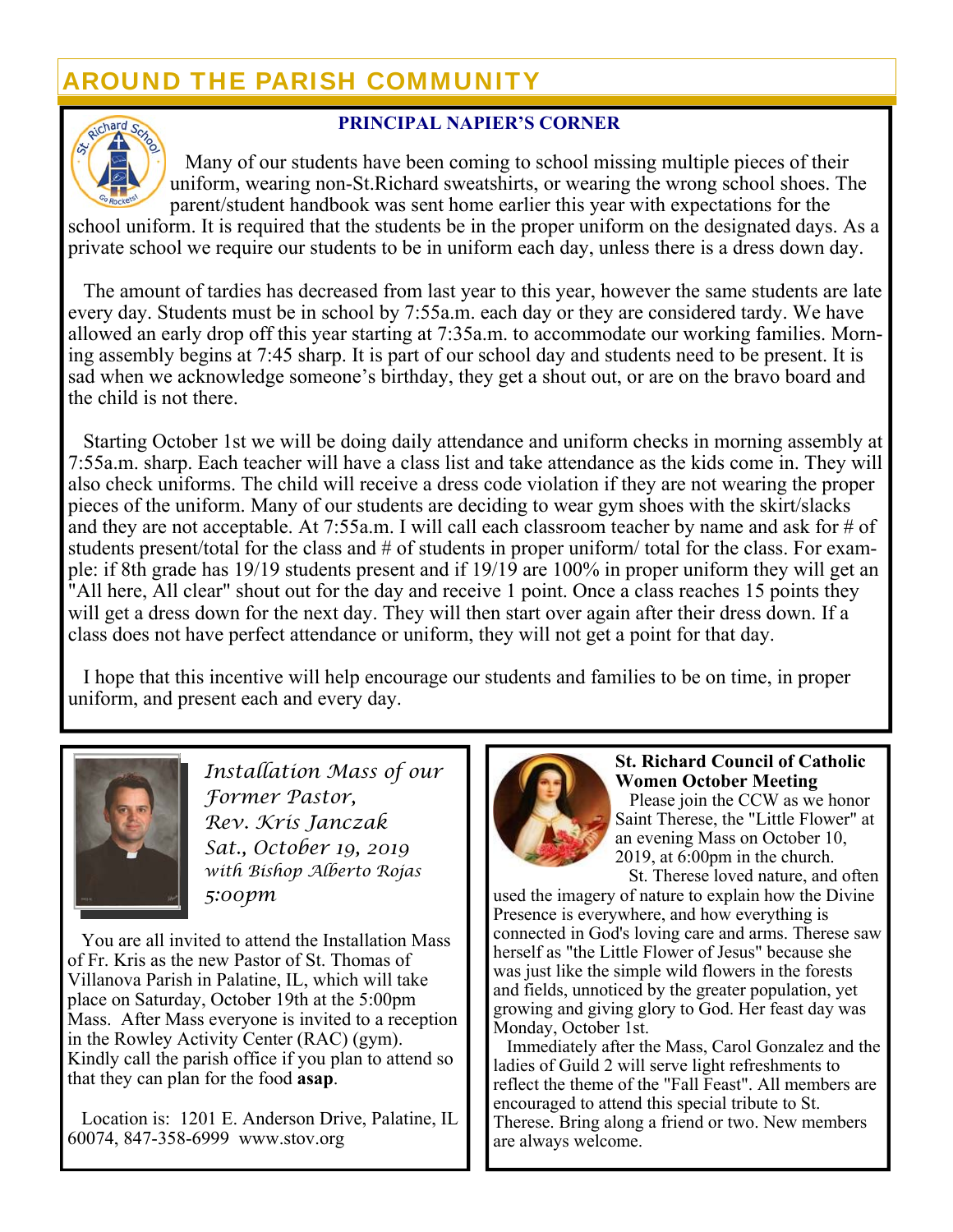## AROUND THE PARISH COMMUNITY

### PRINCIPAL NAPIER'S CORNER

Many of our students have been coming to school missing multiple pieces of their uniform, wearing non-St.Richard sweatshirts, or wearing the wrong school shoes. The parent/student handbook was sent home earlier this year with expectations for the school uniform. It is required that the students be in the proper uniform on the designated days. As a private school we require our students to be in uniform each day, unless there is a dress down day.

The amount of tardies has decreased from last year to this year, however the same students are late every day. Students must be in school by 7:55a.m. each day or they are considered tardy. We have allowed an early drop off this year starting at 7:35a.m. to accommodate our working families. Morning assembly begins at 7:45 sharp. It is part of our school day and students need to be present. It is sad when we acknowledge someone's birthday, they get a shout out, or are on the bravo board and the child is not there.

Starting October 1st we will be doing daily attendance and uniform checks in morning assembly at 7:55a.m. sharp. Each teacher will have a class list and take attendance as the kids come in. They will also check uniforms. The child will receive a dress code violation if they are not wearing the proper pieces of the uniform. Many of our students are deciding to wear gym shoes with the skirt/slacks and they are not acceptable. At 7:55a.m. I will call each classroom teacher by name and ask for # of students present/total for the class and # of students in proper uniform/ total for the class. For example: if 8th grade has 19/19 students present and if 19/19 are 100% in proper uniform they will get an "All here, All clear" shout out for the day and receive 1 point. Once a class reaches 15 points they will get a dress down for the next day. They will then start over again after their dress down. If a class does not have perfect attendance or uniform, they will not get a point for that day.

I hope that this incentive will help encourage our students and families to be on time, in proper uniform, and present each and every day.

### *Installation Mass of our Former Pastor, Rev. Kris Janczak Sat., October 19, 2019 with Bishop Alberto Rojas 5:00pm*

You are all invited to attend the Installation Mass of Fr. Kris as the new Pastor of St. Thomas of Villanova Parish in Palatine, IL, which will take place on Saturday, October 19th at the 5:00pm Mass. After Mass everyone is invited to a reception in the Rowley Activity Center (RAC) (gym). Kindly call the parish office if you plan to attend so that they can plan for the food **asap**.

Location is: 1201 E. Anderson Drive, Palatine, IL 60074, 847-358-6999 www.stov.org

### St. Richard Council of Catholic Women October Meeting

Please join the CCW as we honor Saint Therese, the "Little Flower" at an evening Mass on October 10, 2019, at 6:00pm in the church.

St. Therese loved nature, and often used the imagery of nature to explain how the Divine Presence is everywhere, and how everything is connected in God's loving care and arms. Therese saw herself as "the Little Flower of Jesus" because she was just like the simple wild flowers in the forests and fields, unnoticed by the greater population, yet growing and giving glory to God. Her feast day was Monday, October 1st.

Immediately after the Mass, Carol Gonzalez and the ladies of Guild 2 will serve light refreshments to reflect the theme of the "Fall Feast". All members are encouraged to attend this special tribute to St. Therese. Bring along a friend or two. New members are always welcome.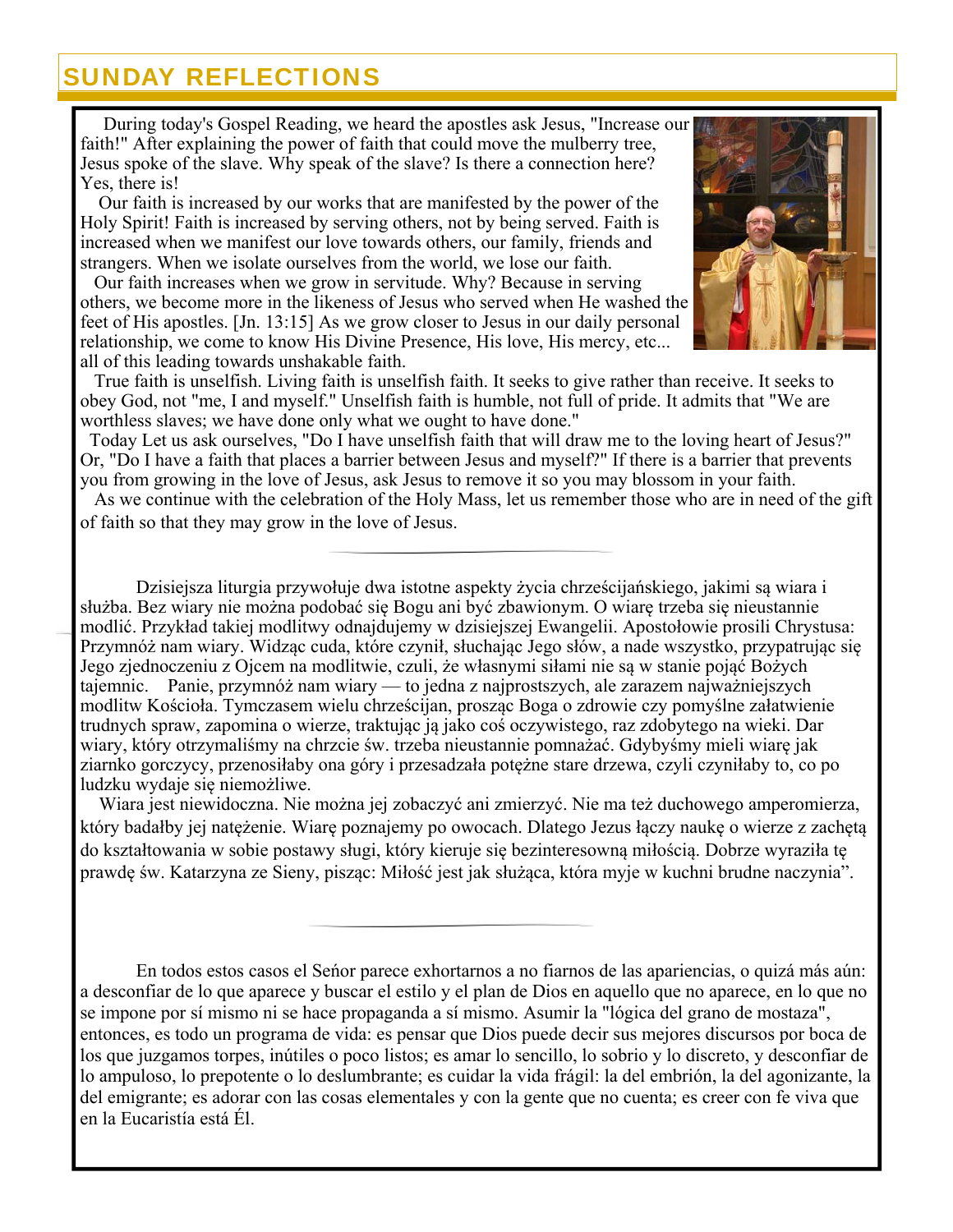## SUNDAY REFLECTIONS

During today's Gospel Reading, we heard the apostles ask Jesus, "Increase our faith!" After explaining the power of faith that could move the mulberry tree, Jesus spoke of the slave. Why speak of the slave? Is there a connection here? Yes, there is!

Our faith is increased by our works that are manifested by the power of the Holy Spirit! Faith is increased by serving others, not by being served. Faith is increased when we manifest our love towards others, our family, friends and strangers. When we isolate ourselves from the world, we lose our faith.

Our faith increases when we grow in servitude. Why? Because in serving others, we become more in the likeness of Jesus who served when He washed the feet of His apostles. [Jn. 13:15] As we grow closer to Jesus in our daily personal relationship, we come to know His Divine Presence, His love, His mercy, etc... all of this leading towards unshakable faith.

True faith is unselfish. Living faith is unselfish faith. It seeks to give rather than receive. It seeks to obey God, not "me, I and myself." Unselfish faith is humble, not full of pride. It admits that "We are worthless slaves; we have done only what we ought to have done."

Today Let us ask ourselves, "Do I have unselfish faith that will draw me to the loving heart of Jesus?" Or, "Do I have a faith that places a barrier between Jesus and myself?" If there is a barrier that prevents you from growing in the love of Jesus, ask Jesus to remove it so you may blossom in your faith.

As we continue with the celebration of the Holy Mass, let us remember those who are in need of the gift of faith so that they may grow in the love of Jesus.

---

Dzisiejsza liturgia przywołuje dwa istotne aspekty życia chrześcijańskiego, jakimi są wiara i służba. Bez wiary nie można podobać się Bogu ani być zbawionym. O wiarę trzeba się nieustannie modlić. Przykład takiej modlitwy odnajdujemy w dzisiejszej Ewangelii. Apostołowie prosili Chrystusa: Przymnóż nam wiary. Widząc cuda, które czynił, słuchając Jego słów, a nade wszystko, przypatrując się Jego zjednoczeniu z Ojcem na modlitwie, czuli, że własnymi siłami nie są w stanie pojąć Bożych tajemnic. Panie, przymnóż nam wiary — to jedna z najprostszych, ale zarazem najważniejszych modlitw Kościoła. Tymczasem wielu chrześcijan, prosząc Boga o zdrowie czy pomyślne załatwienie trudnych spraw, zapomina o wierze, traktując ją jako coś oczywistego, raz zdobytego na wieki. Dar wiary, który otrzymaliśmy na chrzcie św. trzeba nieustannie pomnażać. Gdybyśmy mieli wiarę jak ziarnko gorczycy, przenosiłaby ona góry i przesadzała potężne stare drzewa, czyli czyniłaby to, co po ludzku wydaje się niemożliwe.

Wiara jest niewidoczna. Nie można jej zobaczyć ani zmierzyć. Nie ma też duchowego amperomierza, który badałby jej natężenie. Wiarę poznajemy po owocach. Dlatego Jezus łączy naukę o wierze z zachętą do kształtowania w sobie postawy sługi, który kieruje się bezinteresowną miłością. Dobrze wyraziła tę prawdę św. Katarzyna ze Sieny, pisząc: Miłość jest jak służąca, która myje w kuchni brudne naczynia".

---

En todos estos casos el Señor parece exhortarnos a no fiarnos de las apariencias, o quizá más aún: a desconfiar de lo que aparece y buscar el estilo y el plan de Dios en aquello que no aparece, en lo que no se impone por sí mismo ni se hace propaganda a sí mismo. Asumir la "lógica del grano de mostaza", entonces, es todo un programa de vida: es pensar que Dios puede decir sus mejores discursos por boca de los que juzgamos torpes, inútiles o poco listos; es amar lo sencillo, lo sobrio y lo discreto, y desconfiar de lo ampuloso, lo prepotente o lo deslumbrante; es cuidar la vida frágil: la del embrión, la del agonizante, la del emigrante; es adorar con las cosas elementales y con la gente que no cuenta; es creer con fe viva que en la Eucaristía está Él.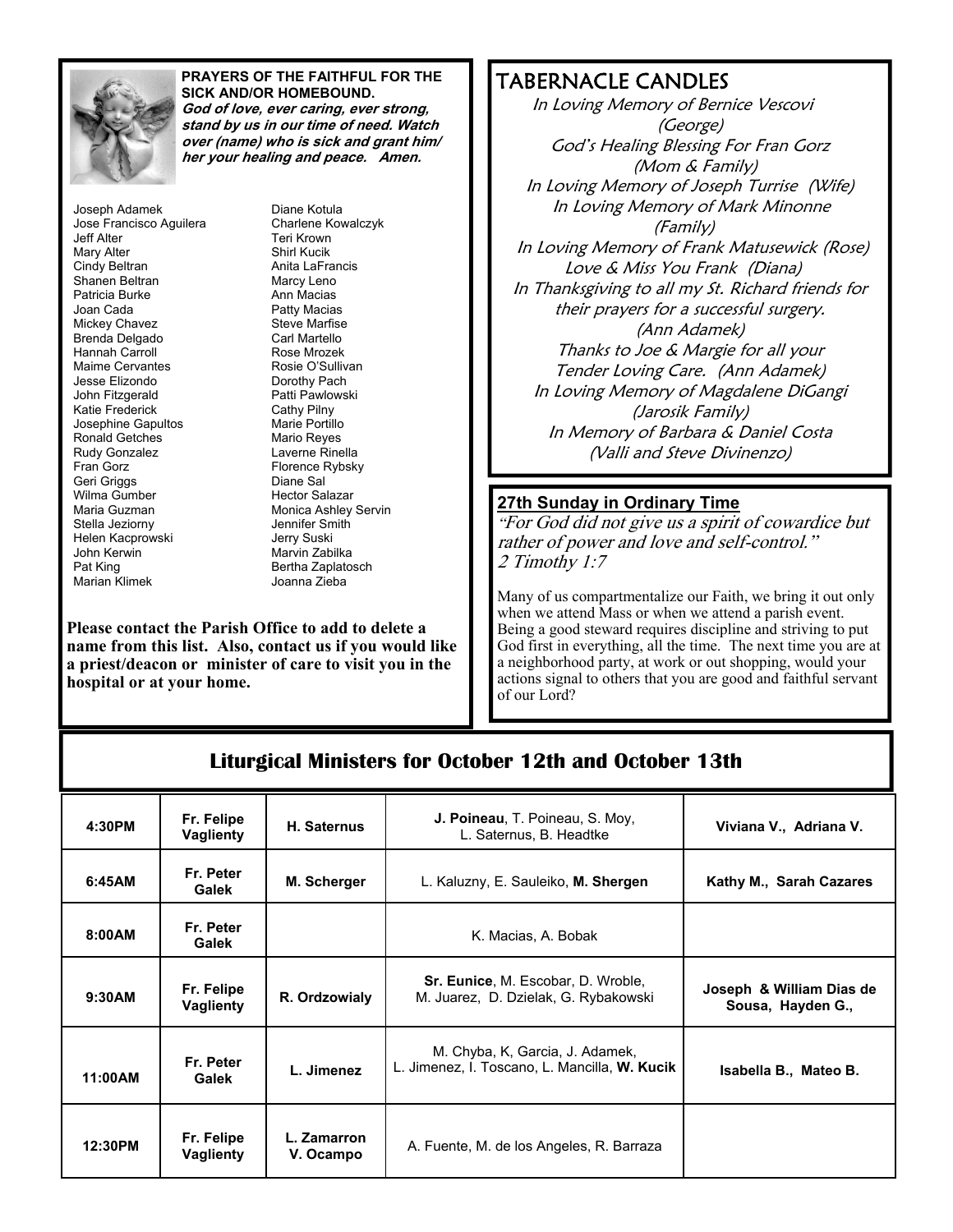**PRAYERS OF THE FAITHFUL FOR THE SICK AND/OR HOMEBOUND.**

***God of love, ever caring, ever strong, stand by us in our time of need. Watch over (name) who is sick and grant him/her your healing and peace. Amen.***

Joseph Adamek
Jose Francisco Aguilera
Jeff Alter
Mary Alter
Cindy Beltran
Shanen Beltran
Patricia Burke
Joan Cada
Mickey Chavez
Brenda Delgado
Hannah Carroll
Maime Cervantes
Jesse Elizondo
John Fitzgerald
Katie Frederick
Josephine Gapultos
Ronald Getches
Rudy Gonzalez
Fran Gorz
Geri Griggs
Wilma Gumber
Maria Guzman
Stella Jeziorny
Helen Kacprowski
John Kerwin
Pat King
Marian Klimek
Diane Kotula
Charlene Kowalczyk
Teri Krown
Shirl Kucik
Anita LaFrancis
Marcy Leno
Ann Macias
Patty Macias
Steve Marfise
Carl Martello
Rose Mrozek
Rosie O'Sullivan
Dorothy Pach
Patti Pawlowski
Cathy Pilny
Marie Portillo
Mario Reyes
Laverne Rinella
Florence Rybsky
Diane Sal
Hector Salazar
Monica Ashley Servin
Jennifer Smith
Jerry Suski
Marvin Zabilka
Bertha Zaplatosch
Joanna Zieba

**Please contact the Parish Office to add to delete a name from this list. Also, contact us if you would like a priest/deacon or minister of care to visit you in the hospital or at your home.**

# TABERNACLE CANDLES

*In Loving Memory of Bernice Vescovi (George)*
*God's Healing Blessing For Fran Gorz (Mom & Family)*
*In Loving Memory of Joseph Turrise (Wife)*
*In Loving Memory of Mark Minonne (Family)*
*In Loving Memory of Frank Matusewick (Rose)*
*Love & Miss You Frank (Diana)*
*In Thanksgiving to all my St. Richard friends for their prayers for a successful surgery. (Ann Adamek)*
*Thanks to Joe & Margie for all your Tender Loving Care. (Ann Adamek)*
*In Loving Memory of Magdalene DiGangi (Jarosik Family)*
*In Memory of Barbara & Daniel Costa (Valli and Steve Divinenzo)*

## 27th Sunday in Ordinary Time

*"For God did not give us a spirit of cowardice but rather of power and love and self-control." 2 Timothy 1:7*

Many of us compartmentalize our Faith, we bring it out only when we attend Mass or when we attend a parish event. Being a good steward requires discipline and striving to put God first in everything, all the time. The next time you are at a neighborhood party, at work or out shopping, would your actions signal to others that you are good and faithful servant of our Lord?

## Liturgical Ministers for October 12th and October 13th

| | | | | |
|---|---|---|---|---|
| 4:30PM | Fr. Felipe Vaglienty | H. Saternus | **J. Poineau**, T. Poineau, S. Moy, L. Saternus, B. Headtke | Viviana V., Adriana V. |
| 6:45AM | Fr. Peter Galek | M. Scherger | L. Kaluzny, E. Sauleiko, **M. Shergen** | Kathy M., Sarah Cazares |
| 8:00AM | Fr. Peter Galek | | K. Macias, A. Bobak | |
| 9:30AM | Fr. Felipe Vaglienty | R. Ordzowialy | **Sr. Eunice**, M. Escobar, D. Wroble, M. Juarez, D. Dzielak, G. Rybakowski | Joseph & William Dias de Sousa, Hayden G., |
| 11:00AM | Fr. Peter Galek | L. Jimenez | M. Chyba, K, Garcia, J. Adamek, L. Jimenez, I. Toscano, L. Mancilla, **W. Kucik** | Isabella B., Mateo B. |
| 12:30PM | Fr. Felipe Vaglienty | L. Zamarron V. Ocampo | A. Fuente, M. de los Angeles, R. Barraza | |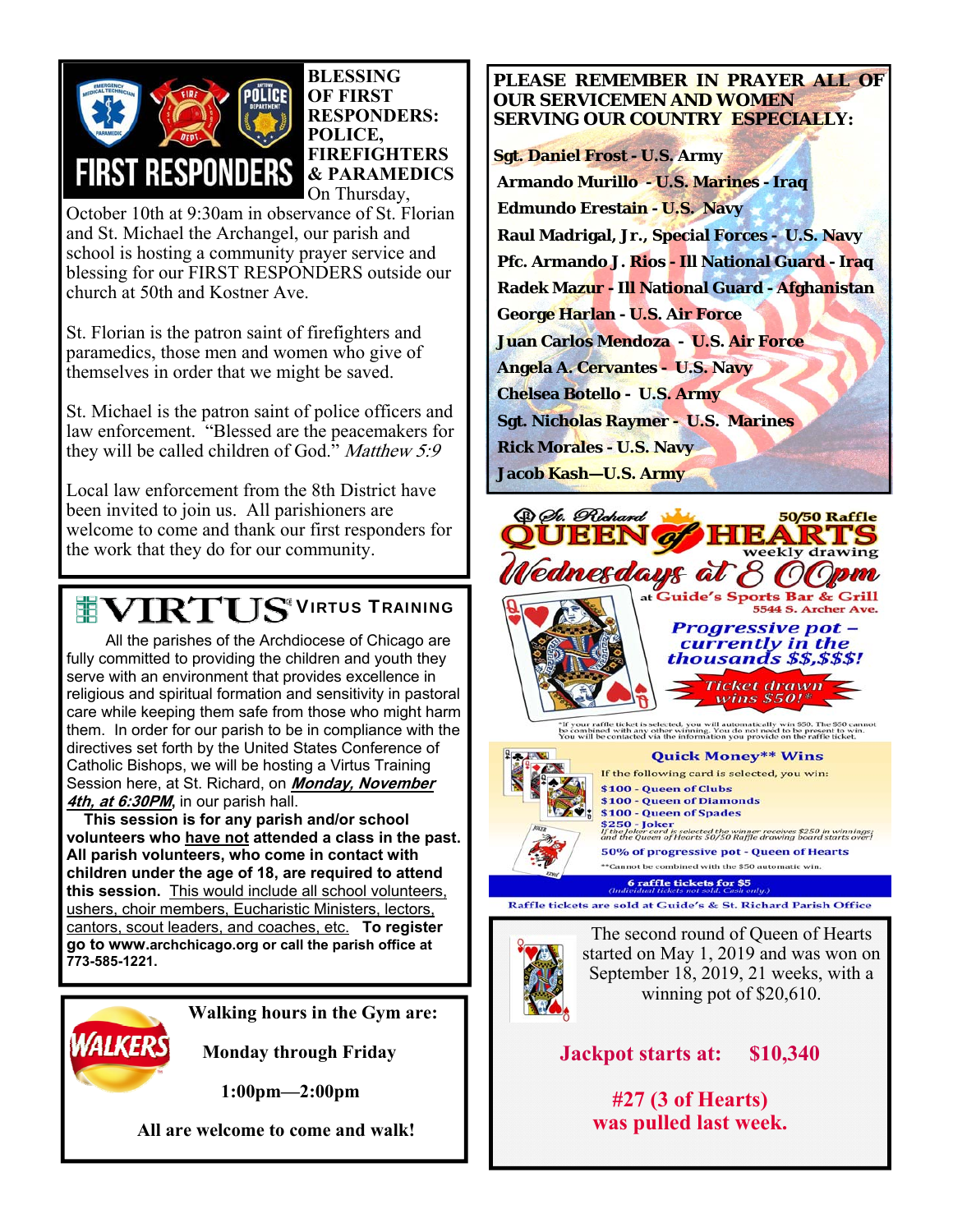## BLESSING OF FIRST RESPONDERS: POLICE, FIREFIGHTERS & PARAMEDICS

On Thursday, October 10th at 9:30am in observance of St. Florian and St. Michael the Archangel, our parish and school is hosting a community prayer service and blessing for our FIRST RESPONDERS outside our church at 50th and Kostner Ave.

St. Florian is the patron saint of firefighters and paramedics, those men and women who give of themselves in order that we might be saved.

St. Michael is the patron saint of police officers and law enforcement. "Blessed are the peacemakers for they will be called children of God." *Matthew 5:9*

Local law enforcement from the 8th District have been invited to join us. All parishioners are welcome to come and thank our first responders for the work that they do for our community.

## VIRTUS Training

All the parishes of the Archdiocese of Chicago are fully committed to providing the children and youth they serve with an environment that provides excellence in religious and spiritual formation and sensitivity in pastoral care while keeping them safe from those who might harm them. In order for our parish to be in compliance with the directives set forth by the United States Conference of Catholic Bishops, we will be hosting a Virtus Training Session here, at St. Richard, on ***Monday, November 4th, at 6:30PM***, in our parish hall.

**This session is for any parish and/or school volunteers who have not attended a class in the past. All parish volunteers, who come in contact with children under the age of 18, are required to attend this session.** This would include all school volunteers, ushers, choir members, Eucharistic Ministers, lectors, cantors, scout leaders, and coaches, etc. **To register go to www.archchicago.org or call the parish office at 773-585-1221.**

**Walking hours in the Gym are:**

**Monday through Friday**

**1:00pm—2:00pm**

**All are welcome to come and walk!**

## PLEASE REMEMBER IN PRAYER ALL OF OUR SERVICEMEN AND WOMEN SERVING OUR COUNTRY ESPECIALLY:

**Sgt. Daniel Frost - U.S. Army**
**Armando Murillo - U.S. Marines - Iraq**
**Edmundo Erestain - U.S. Navy**
**Raul Madrigal, Jr., Special Forces - U.S. Navy**
**Pfc. Armando J. Rios - Ill National Guard - Iraq**
**Radek Mazur - Ill National Guard - Afghanistan**
**George Harlan - U.S. Air Force**
**Juan Carlos Mendoza - U.S. Air Force**
**Angela A. Cervantes - U.S. Navy**
**Chelsea Botello - U.S. Army**
**Sgt. Nicholas Raymer - U.S. Marines**
**Rick Morales - U.S. Navy**
**Jacob Kash—U.S. Army**

## St. Richard QUEEN of HEARTS

50/50 Raffle weekly drawing

**Wednesdays at 8:00pm**

at Guide's Sports Bar & Grill, 5544 S. Archer Ave.

**Progressive pot – currently in the thousands $$,$$$!**

**Ticket drawn wins $50!***

*If your raffle ticket is selected, you will automatically win $50. The $50 cannot be combined with any other winning. You do not need to be present to win. You will be contacted via the information you provide on the raffle ticket.

**Quick Money** Wins**

If the following card is selected, you win:

- $100 - Queen of Clubs
- $100 - Queen of Diamonds
- $100 - Queen of Spades
- $250 - Joker — *If the Joker card is selected the winner receives $250 in winnings; and the Queen of Hearts 50/50 Raffle drawing board starts over!*
- 50% of progressive pot - Queen of Hearts

**Cannot be combined with the $50 automatic win.

**6 raffle tickets for $5** (Individual tickets not sold. Cash only.)

Raffle tickets are sold at Guide's & St. Richard Parish Office

The second round of Queen of Hearts started on May 1, 2019 and was won on September 18, 2019, 21 weeks, with a winning pot of $20,610.

**Jackpot starts at: $10,340**

**#27 (3 of Hearts) was pulled last week.**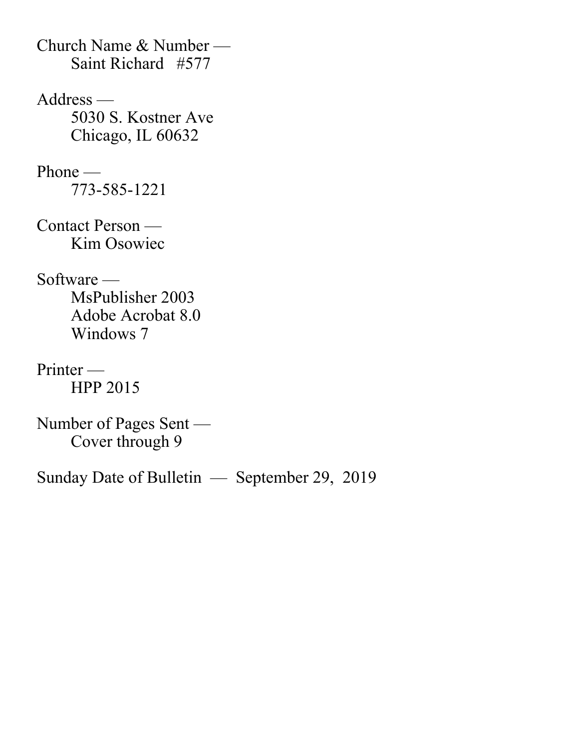Church Name & Number —
Saint Richard #577

Address —
5030 S. Kostner Ave
Chicago, IL 60632

Phone —
773-585-1221

Contact Person —
Kim Osowiec

Software —
MsPublisher 2003
Adobe Acrobat 8.0
Windows 7

Printer —
HPP 2015

Number of Pages Sent —
Cover through 9

Sunday Date of Bulletin — September 29, 2019